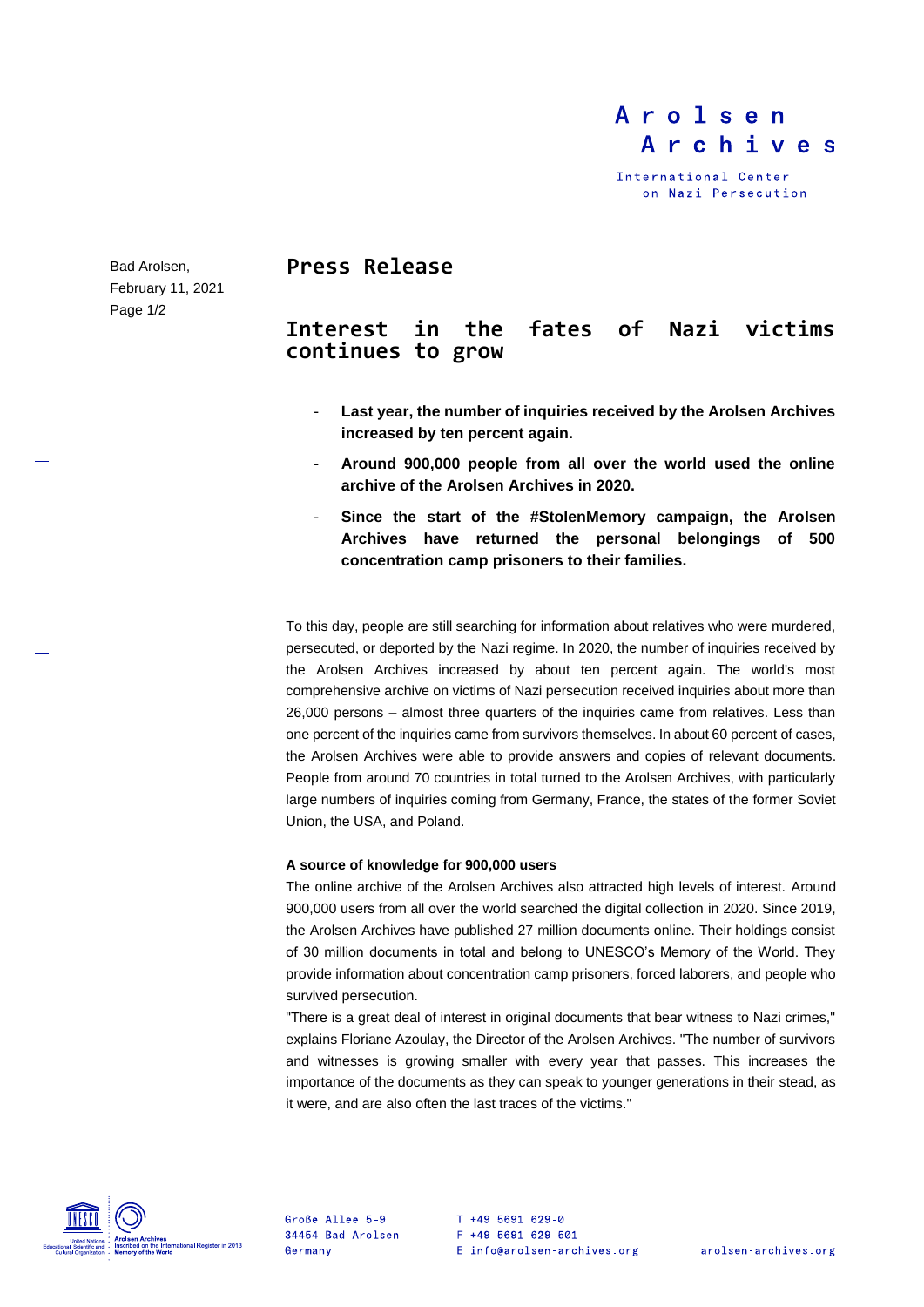Arolsen Archives

International Center on Nazi Persecution

Bad Arolsen,
February 11, 2021

# Press Release

## Interest in the fates of Nazi victims continues to grow

- **Last year, the number of inquiries received by the Arolsen Archives increased by ten percent again.**
- **Around 900,000 people from all over the world used the online archive of the Arolsen Archives in 2020.**
- **Since the start of the #StolenMemory campaign, the Arolsen Archives have returned the personal belongings of 500 concentration camp prisoners to their families.**

To this day, people are still searching for information about relatives who were murdered, persecuted, or deported by the Nazi regime. In 2020, the number of inquiries received by the Arolsen Archives increased by about ten percent again. The world's most comprehensive archive on victims of Nazi persecution received inquiries about more than 26,000 persons – almost three quarters of the inquiries came from relatives. Less than one percent of the inquiries came from survivors themselves. In about 60 percent of cases, the Arolsen Archives were able to provide answers and copies of relevant documents. People from around 70 countries in total turned to the Arolsen Archives, with particularly large numbers of inquiries coming from Germany, France, the states of the former Soviet Union, the USA, and Poland.

**A source of knowledge for 900,000 users**

The online archive of the Arolsen Archives also attracted high levels of interest. Around 900,000 users from all over the world searched the digital collection in 2020. Since 2019, the Arolsen Archives have published 27 million documents online. Their holdings consist of 30 million documents in total and belong to UNESCO's Memory of the World. They provide information about concentration camp prisoners, forced laborers, and people who survived persecution.

"There is a great deal of interest in original documents that bear witness to Nazi crimes," explains Floriane Azoulay, the Director of the Arolsen Archives. "The number of survivors and witnesses is growing smaller with every year that passes. This increases the importance of the documents as they can speak to younger generations in their stead, as it were, and are also often the last traces of the victims."

United Nations Educational, Scientific and Cultural Organization · Arolsen Archives Inscribed on the International Register in 2013 Memory of the World

Große Allee 5-9
34454 Bad Arolsen
Germany

T +49 5691 629-0
F +49 5691 629-501
E info@arolsen-archives.org

arolsen-archives.org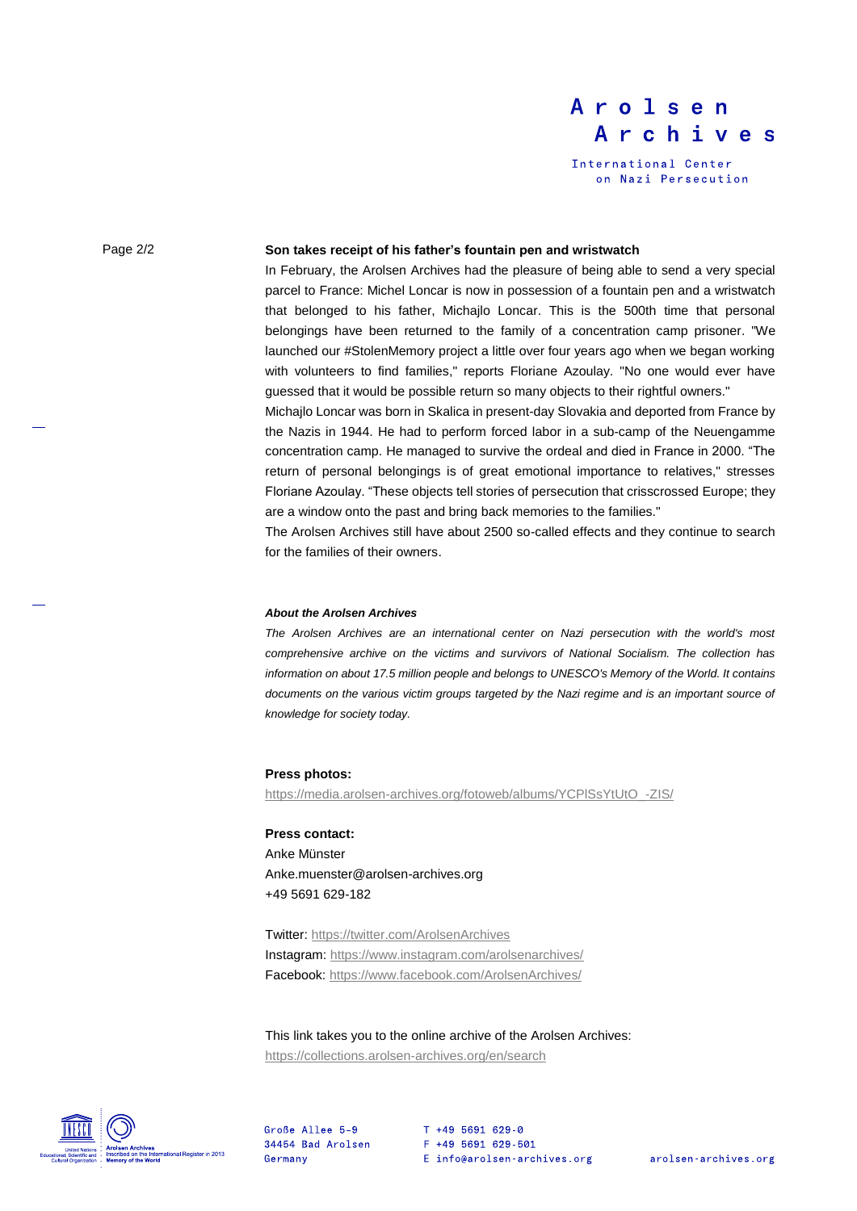**Son takes receipt of his father's fountain pen and wristwatch**

In February, the Arolsen Archives had the pleasure of being able to send a very special parcel to France: Michel Loncar is now in possession of a fountain pen and a wristwatch that belonged to his father, Michajlo Loncar. This is the 500th time that personal belongings have been returned to the family of a concentration camp prisoner. "We launched our #StolenMemory project a little over four years ago when we began working with volunteers to find families," reports Floriane Azoulay. "No one would ever have guessed that it would be possible return so many objects to their rightful owners."

Michajlo Loncar was born in Skalica in present-day Slovakia and deported from France by the Nazis in 1944. He had to perform forced labor in a sub-camp of the Neuengamme concentration camp. He managed to survive the ordeal and died in France in 2000. "The return of personal belongings is of great emotional importance to relatives," stresses Floriane Azoulay. "These objects tell stories of persecution that crisscrossed Europe; they are a window onto the past and bring back memories to the families."

The Arolsen Archives still have about 2500 so-called effects and they continue to search for the families of their owners.

***About the Arolsen Archives***

*The Arolsen Archives are an international center on Nazi persecution with the world's most comprehensive archive on the victims and survivors of National Socialism. The collection has information on about 17.5 million people and belongs to UNESCO's Memory of the World. It contains documents on the various victim groups targeted by the Nazi regime and is an important source of knowledge for society today.*

**Press photos:**

https://media.arolsen-archives.org/fotoweb/albums/YCPlSsYtUtO_-ZIS/

**Press contact:**

Anke Münster

Anke.muenster@arolsen-archives.org

+49 5691 629-182

Twitter: https://twitter.com/ArolsenArchives

Instagram: https://www.instagram.com/arolsenarchives/

Facebook: https://www.facebook.com/ArolsenArchives/

This link takes you to the online archive of the Arolsen Archives:

https://collections.arolsen-archives.org/en/search